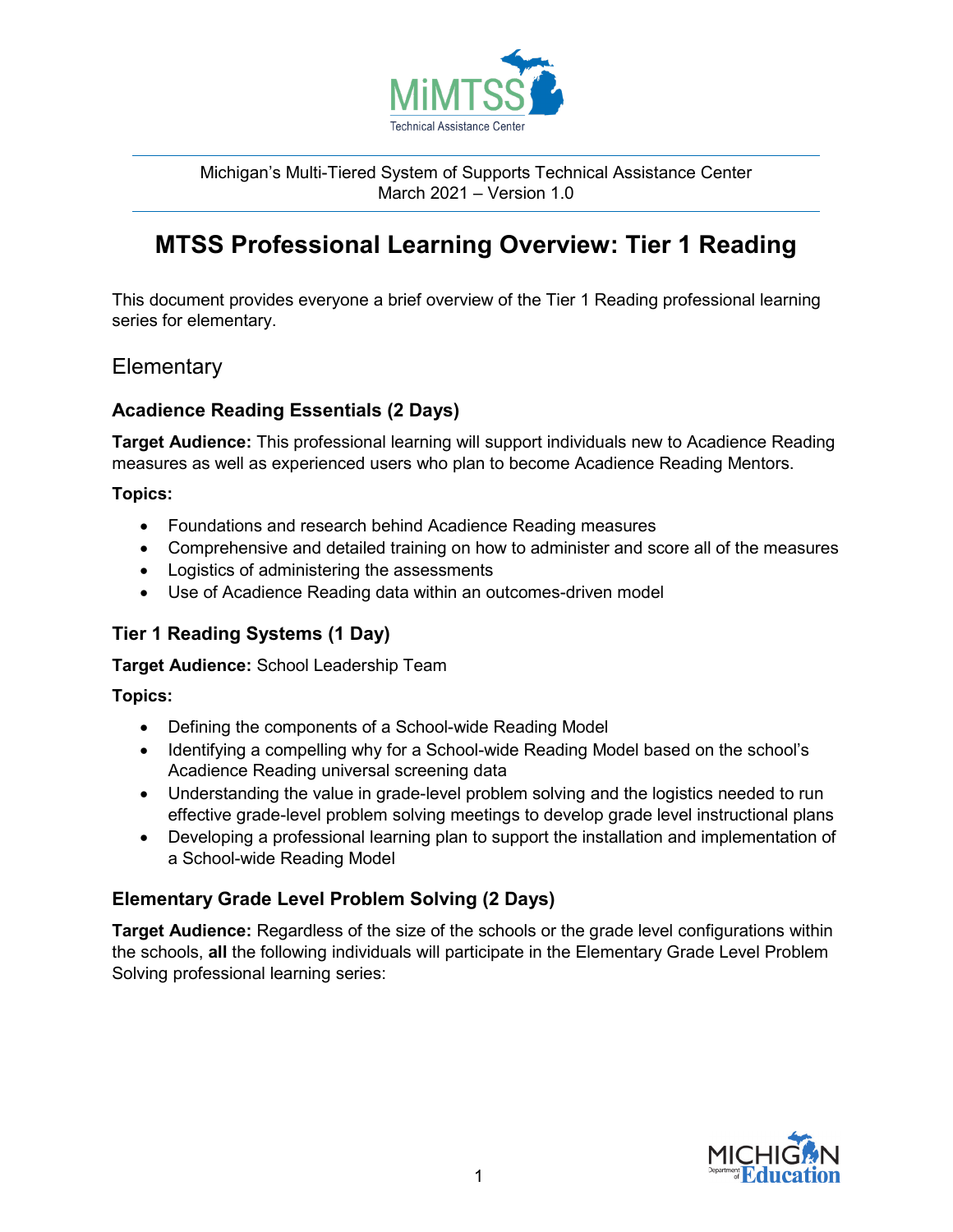Michigan's Multi-Tiered System of Supports Technical Assistance Center
March 2021 – Version 1.0

# MTSS Professional Learning Overview: Tier 1 Reading

This document provides everyone a brief overview of the Tier 1 Reading professional learning series for elementary.

## Elementary

### Acadience Reading Essentials (2 Days)

**Target Audience:** This professional learning will support individuals new to Acadience Reading measures as well as experienced users who plan to become Acadience Reading Mentors.

**Topics:**

- Foundations and research behind Acadience Reading measures
- Comprehensive and detailed training on how to administer and score all of the measures
- Logistics of administering the assessments
- Use of Acadience Reading data within an outcomes-driven model

### Tier 1 Reading Systems (1 Day)

**Target Audience:** School Leadership Team

**Topics:**

- Defining the components of a School-wide Reading Model
- Identifying a compelling why for a School-wide Reading Model based on the school's Acadience Reading universal screening data
- Understanding the value in grade-level problem solving and the logistics needed to run effective grade-level problem solving meetings to develop grade level instructional plans
- Developing a professional learning plan to support the installation and implementation of a School-wide Reading Model

### Elementary Grade Level Problem Solving (2 Days)

**Target Audience:** Regardless of the size of the schools or the grade level configurations within the schools, **all** the following individuals will participate in the Elementary Grade Level Problem Solving professional learning series: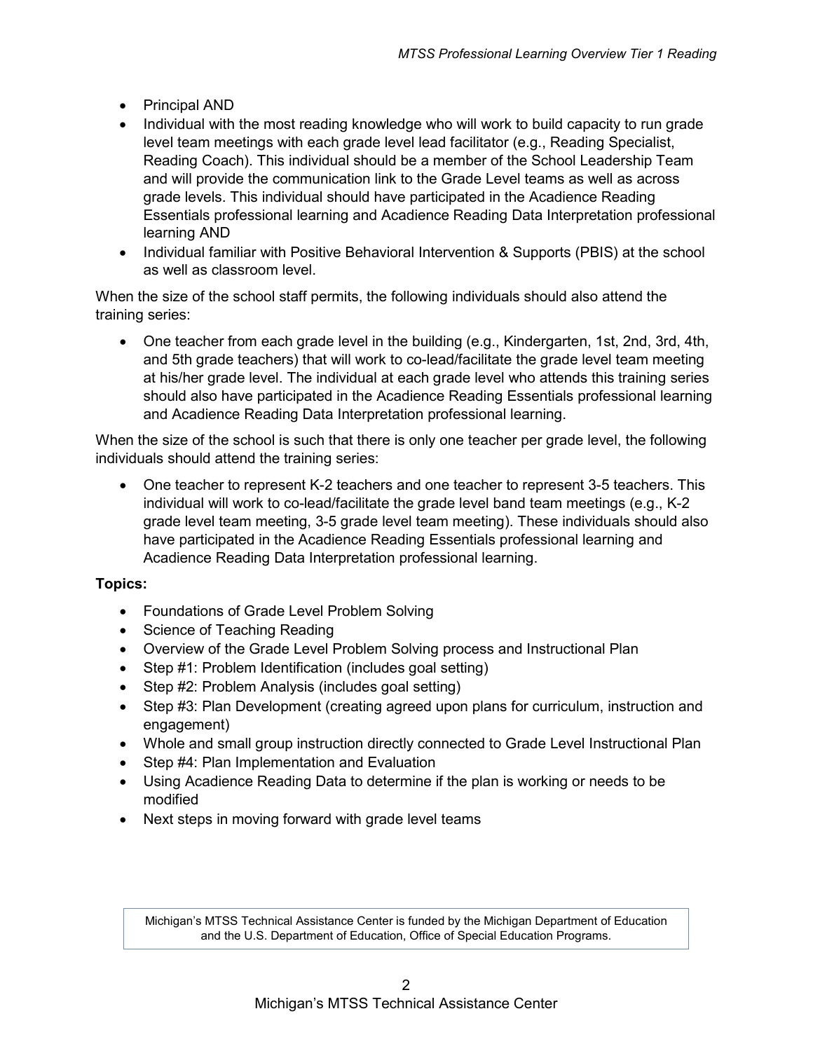- Principal AND
- Individual with the most reading knowledge who will work to build capacity to run grade level team meetings with each grade level lead facilitator (e.g., Reading Specialist, Reading Coach). This individual should be a member of the School Leadership Team and will provide the communication link to the Grade Level teams as well as across grade levels. This individual should have participated in the Acadience Reading Essentials professional learning and Acadience Reading Data Interpretation professional learning AND
- Individual familiar with Positive Behavioral Intervention & Supports (PBIS) at the school as well as classroom level.

When the size of the school staff permits, the following individuals should also attend the training series:

- One teacher from each grade level in the building (e.g., Kindergarten, 1st, 2nd, 3rd, 4th, and 5th grade teachers) that will work to co-lead/facilitate the grade level team meeting at his/her grade level. The individual at each grade level who attends this training series should also have participated in the Acadience Reading Essentials professional learning and Acadience Reading Data Interpretation professional learning.

When the size of the school is such that there is only one teacher per grade level, the following individuals should attend the training series:

- One teacher to represent K-2 teachers and one teacher to represent 3-5 teachers. This individual will work to co-lead/facilitate the grade level band team meetings (e.g., K-2 grade level team meeting, 3-5 grade level team meeting). These individuals should also have participated in the Acadience Reading Essentials professional learning and Acadience Reading Data Interpretation professional learning.

**Topics:**

- Foundations of Grade Level Problem Solving
- Science of Teaching Reading
- Overview of the Grade Level Problem Solving process and Instructional Plan
- Step #1: Problem Identification (includes goal setting)
- Step #2: Problem Analysis (includes goal setting)
- Step #3: Plan Development (creating agreed upon plans for curriculum, instruction and engagement)
- Whole and small group instruction directly connected to Grade Level Instructional Plan
- Step #4: Plan Implementation and Evaluation
- Using Acadience Reading Data to determine if the plan is working or needs to be modified
- Next steps in moving forward with grade level teams

Michigan's MTSS Technical Assistance Center is funded by the Michigan Department of Education and the U.S. Department of Education, Office of Special Education Programs.